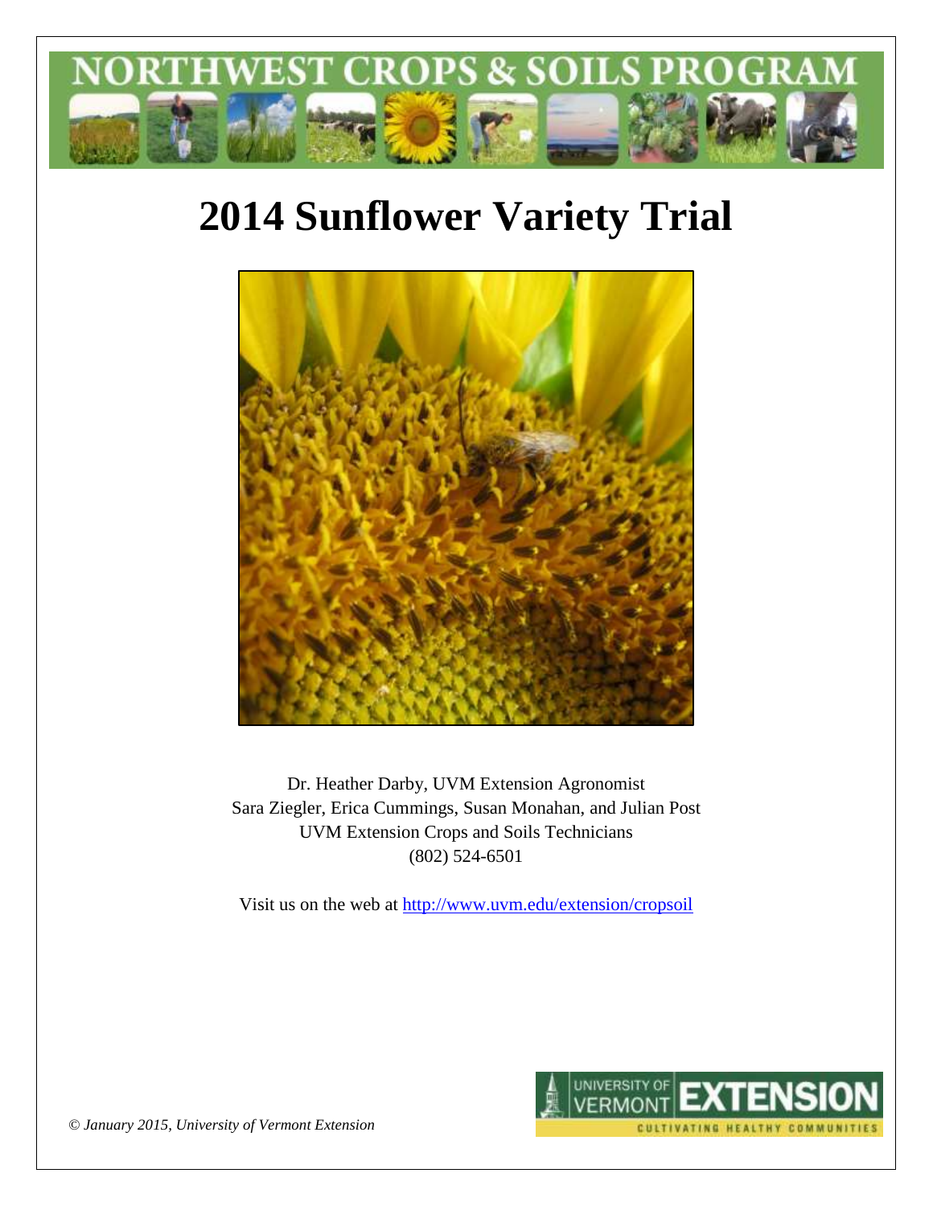# 2014 Sunflower Variety Trial

Dr. Heather Darby, UVM Extension Agronomist
Sara Ziegler, Erica Cummings, Susan Monahan, and Julian Post
UVM Extension Crops and Soils Technicians
(802) 524-6501

Visit us on the web at http://www.uvm.edu/extension/cropsoil

*© January 2015, University of Vermont Extension*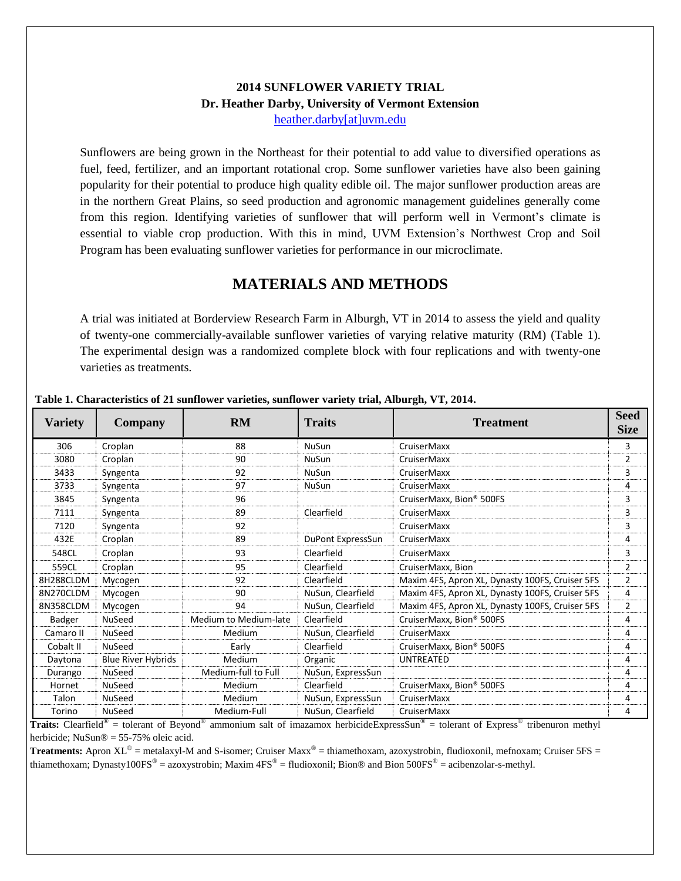**2014 SUNFLOWER VARIETY TRIAL**
**Dr. Heather Darby, University of Vermont Extension**
heather.darby[at]uvm.edu

Sunflowers are being grown in the Northeast for their potential to add value to diversified operations as fuel, feed, fertilizer, and an important rotational crop. Some sunflower varieties have also been gaining popularity for their potential to produce high quality edible oil. The major sunflower production areas are in the northern Great Plains, so seed production and agronomic management guidelines generally come from this region. Identifying varieties of sunflower that will perform well in Vermont's climate is essential to viable crop production. With this in mind, UVM Extension's Northwest Crop and Soil Program has been evaluating sunflower varieties for performance in our microclimate.

## MATERIALS AND METHODS

A trial was initiated at Borderview Research Farm in Alburgh, VT in 2014 to assess the yield and quality of twenty-one commercially-available sunflower varieties of varying relative maturity (RM) (Table 1). The experimental design was a randomized complete block with four replications and with twenty-one varieties as treatments.

**Table 1. Characteristics of 21 sunflower varieties, sunflower variety trial, Alburgh, VT, 2014.**

| Variety | Company | RM | Traits | Treatment | Seed Size |
|---|---|---|---|---|---|
| 306 | Croplan | 88 | NuSun | CruiserMaxx | 3 |
| 3080 | Croplan | 90 | NuSun | CruiserMaxx | 2 |
| 3433 | Syngenta | 92 | NuSun | CruiserMaxx | 3 |
| 3733 | Syngenta | 97 | NuSun | CruiserMaxx | 4 |
| 3845 | Syngenta | 96 | | CruiserMaxx, Bion® 500FS | 3 |
| 7111 | Syngenta | 89 | Clearfield | CruiserMaxx | 3 |
| 7120 | Syngenta | 92 | | CruiserMaxx | 3 |
| 432E | Croplan | 89 | DuPont ExpressSun | CruiserMaxx | 4 |
| 548CL | Croplan | 93 | Clearfield | CruiserMaxx | 3 |
| 559CL | Croplan | 95 | Clearfield | CruiserMaxx, Bion® | 2 |
| 8H288CLDM | Mycogen | 92 | Clearfield | Maxim 4FS, Apron XL, Dynasty 100FS, Cruiser 5FS | 2 |
| 8N270CLDM | Mycogen | 90 | NuSun, Clearfield | Maxim 4FS, Apron XL, Dynasty 100FS, Cruiser 5FS | 4 |
| 8N358CLDM | Mycogen | 94 | NuSun, Clearfield | Maxim 4FS, Apron XL, Dynasty 100FS, Cruiser 5FS | 2 |
| Badger | NuSeed | Medium to Medium-late | Clearfield | CruiserMaxx, Bion® 500FS | 4 |
| Camaro II | NuSeed | Medium | NuSun, Clearfield | CruiserMaxx | 4 |
| Cobalt II | NuSeed | Early | Clearfield | CruiserMaxx, Bion® 500FS | 4 |
| Daytona | Blue River Hybrids | Medium | Organic | UNTREATED | 4 |
| Durango | NuSeed | Medium-full to Full | NuSun, ExpressSun | | 4 |
| Hornet | NuSeed | Medium | Clearfield | CruiserMaxx, Bion® 500FS | 4 |
| Talon | NuSeed | Medium | NuSun, ExpressSun | CruiserMaxx | 4 |
| Torino | NuSeed | Medium-Full | NuSun, Clearfield | CruiserMaxx | 4 |

**Traits:** Clearfield® = tolerant of Beyond® ammonium salt of imazamox herbicideExpressSun® = tolerant of Express® tribenuron methyl herbicide; NuSun® = 55-75% oleic acid.

**Treatments:** Apron XL® = metalaxyl-M and S-isomer; Cruiser Maxx® = thiamethoxam, azoxystrobin, fludioxonil, mefnoxam; Cruiser 5FS = thiamethoxam; Dynasty100FS® = azoxystrobin; Maxim 4FS® = fludioxonil; Bion® and Bion 500FS® = acibenzolar-s-methyl.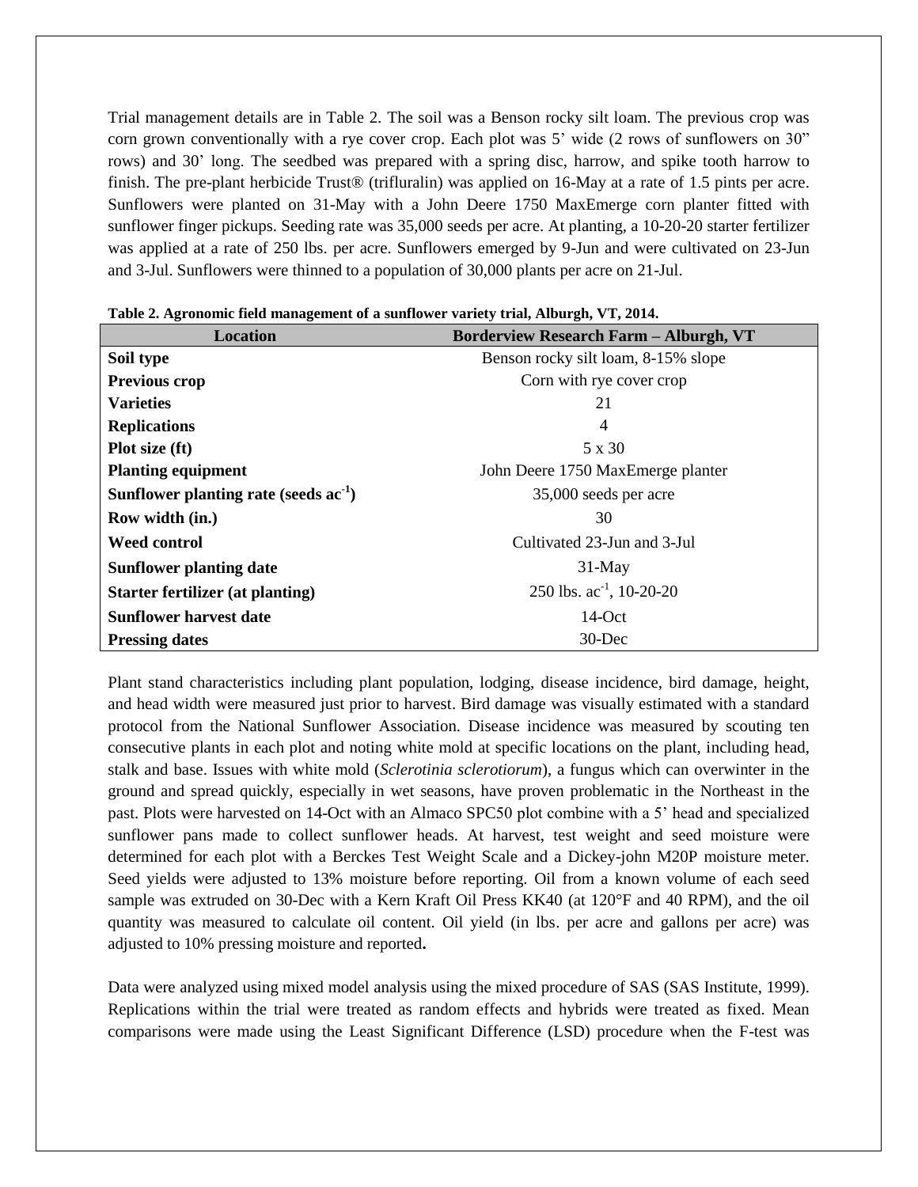Trial management details are in Table 2. The soil was a Benson rocky silt loam. The previous crop was corn grown conventionally with a rye cover crop. Each plot was 5' wide (2 rows of sunflowers on 30" rows) and 30' long. The seedbed was prepared with a spring disc, harrow, and spike tooth harrow to finish. The pre-plant herbicide Trust® (trifluralin) was applied on 16-May at a rate of 1.5 pints per acre. Sunflowers were planted on 31-May with a John Deere 1750 MaxEmerge corn planter fitted with sunflower finger pickups. Seeding rate was 35,000 seeds per acre. At planting, a 10-20-20 starter fertilizer was applied at a rate of 250 lbs. per acre. Sunflowers emerged by 9-Jun and were cultivated on 23-Jun and 3-Jul. Sunflowers were thinned to a population of 30,000 plants per acre on 21-Jul.

**Table 2. Agronomic field management of a sunflower variety trial, Alburgh, VT, 2014.**

| Location | Borderview Research Farm – Alburgh, VT |
|---|---|
| **Soil type** | Benson rocky silt loam, 8-15% slope |
| **Previous crop** | Corn with rye cover crop |
| **Varieties** | 21 |
| **Replications** | 4 |
| **Plot size (ft)** | 5 x 30 |
| **Planting equipment** | John Deere 1750 MaxEmerge planter |
| **Sunflower planting rate (seeds $ac^{-1}$)** | 35,000 seeds per acre |
| **Row width (in.)** | 30 |
| **Weed control** | Cultivated 23-Jun and 3-Jul |
| **Sunflower planting date** | 31-May |
| **Starter fertilizer (at planting)** | 250 lbs. $ac^{-1}$, 10-20-20 |
| **Sunflower harvest date** | 14-Oct |
| **Pressing dates** | 30-Dec |

Plant stand characteristics including plant population, lodging, disease incidence, bird damage, height, and head width were measured just prior to harvest. Bird damage was visually estimated with a standard protocol from the National Sunflower Association. Disease incidence was measured by scouting ten consecutive plants in each plot and noting white mold at specific locations on the plant, including head, stalk and base. Issues with white mold (*Sclerotinia sclerotiorum*), a fungus which can overwinter in the ground and spread quickly, especially in wet seasons, have proven problematic in the Northeast in the past. Plots were harvested on 14-Oct with an Almaco SPC50 plot combine with a 5' head and specialized sunflower pans made to collect sunflower heads. At harvest, test weight and seed moisture were determined for each plot with a Berckes Test Weight Scale and a Dickey-john M20P moisture meter. Seed yields were adjusted to 13% moisture before reporting. Oil from a known volume of each seed sample was extruded on 30-Dec with a Kern Kraft Oil Press KK40 (at 120°F and 40 RPM), and the oil quantity was measured to calculate oil content. Oil yield (in lbs. per acre and gallons per acre) was adjusted to 10% pressing moisture and reported**.**

Data were analyzed using mixed model analysis using the mixed procedure of SAS (SAS Institute, 1999). Replications within the trial were treated as random effects and hybrids were treated as fixed. Mean comparisons were made using the Least Significant Difference (LSD) procedure when the F-test was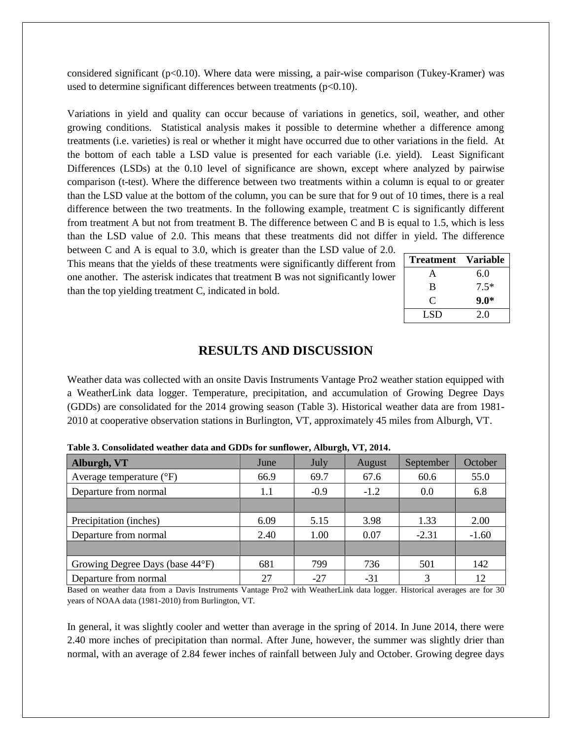considered significant ($p<0.10$). Where data were missing, a pair-wise comparison (Tukey-Kramer) was used to determine significant differences between treatments ($p<0.10$).

Variations in yield and quality can occur because of variations in genetics, soil, weather, and other growing conditions. Statistical analysis makes it possible to determine whether a difference among treatments (i.e. varieties) is real or whether it might have occurred due to other variations in the field. At the bottom of each table a LSD value is presented for each variable (i.e. yield). Least Significant Differences (LSDs) at the 0.10 level of significance are shown, except where analyzed by pairwise comparison (t-test). Where the difference between two treatments within a column is equal to or greater than the LSD value at the bottom of the column, you can be sure that for 9 out of 10 times, there is a real difference between the two treatments. In the following example, treatment C is significantly different from treatment A but not from treatment B. The difference between C and B is equal to 1.5, which is less than the LSD value of 2.0. This means that these treatments did not differ in yield. The difference between C and A is equal to 3.0, which is greater than the LSD value of 2.0. This means that the yields of these treatments were significantly different from one another. The asterisk indicates that treatment B was not significantly lower than the top yielding treatment C, indicated in bold.

| Treatment | Variable |
|---|---|
| A | 6.0 |
| B | 7.5* |
| C | **9.0*** |
| LSD | 2.0 |

## RESULTS AND DISCUSSION

Weather data was collected with an onsite Davis Instruments Vantage Pro2 weather station equipped with a WeatherLink data logger. Temperature, precipitation, and accumulation of Growing Degree Days (GDDs) are consolidated for the 2014 growing season (Table 3). Historical weather data are from 1981-2010 at cooperative observation stations in Burlington, VT, approximately 45 miles from Alburgh, VT.

**Table 3. Consolidated weather data and GDDs for sunflower, Alburgh, VT, 2014.**

| Alburgh, VT | June | July | August | September | October |
|---|---|---|---|---|---|
| Average temperature (°F) | 66.9 | 69.7 | 67.6 | 60.6 | 55.0 |
| Departure from normal | 1.1 | -0.9 | -1.2 | 0.0 | 6.8 |
| | | | | | |
| Precipitation (inches) | 6.09 | 5.15 | 3.98 | 1.33 | 2.00 |
| Departure from normal | 2.40 | 1.00 | 0.07 | -2.31 | -1.60 |
| | | | | | |
| Growing Degree Days (base 44°F) | 681 | 799 | 736 | 501 | 142 |
| Departure from normal | 27 | -27 | -31 | 3 | 12 |

Based on weather data from a Davis Instruments Vantage Pro2 with WeatherLink data logger. Historical averages are for 30 years of NOAA data (1981-2010) from Burlington, VT.

In general, it was slightly cooler and wetter than average in the spring of 2014. In June 2014, there were 2.40 more inches of precipitation than normal. After June, however, the summer was slightly drier than normal, with an average of 2.84 fewer inches of rainfall between July and October. Growing degree days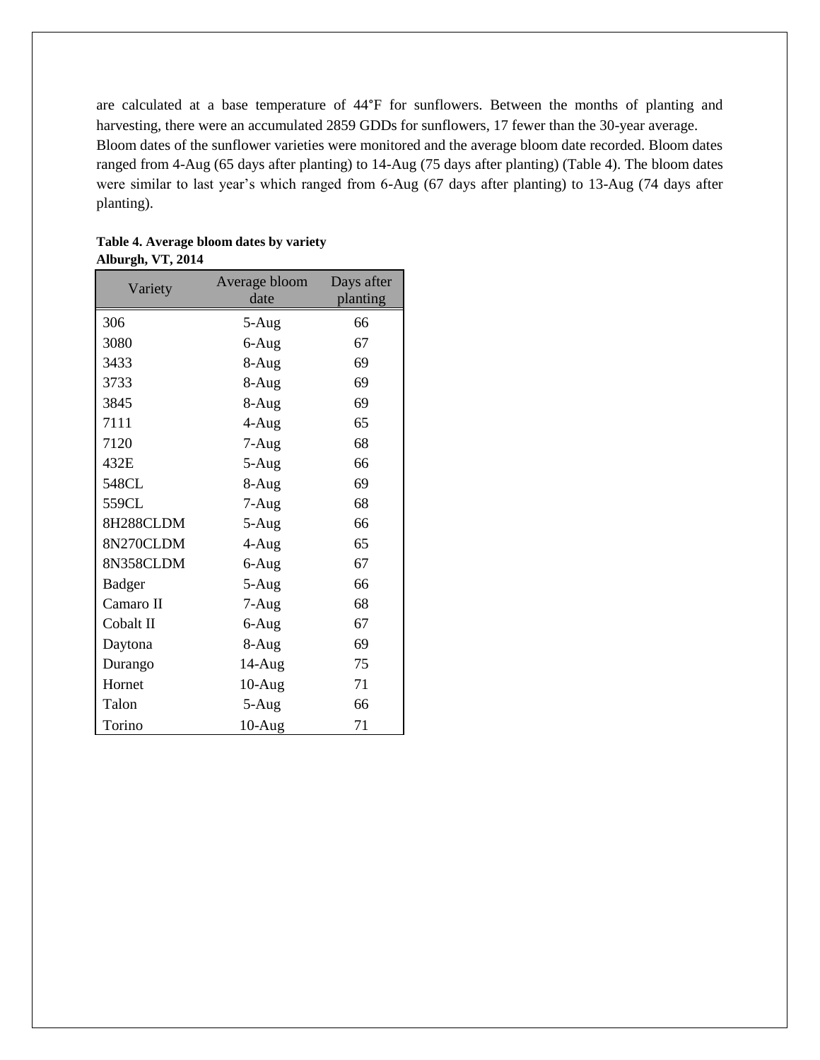are calculated at a base temperature of 44°F for sunflowers. Between the months of planting and harvesting, there were an accumulated 2859 GDDs for sunflowers, 17 fewer than the 30-year average.
Bloom dates of the sunflower varieties were monitored and the average bloom date recorded. Bloom dates ranged from 4-Aug (65 days after planting) to 14-Aug (75 days after planting) (Table 4). The bloom dates were similar to last year's which ranged from 6-Aug (67 days after planting) to 13-Aug (74 days after planting).

**Table 4. Average bloom dates by variety Alburgh, VT, 2014**

| Variety | Average bloom date | Days after planting |
|---|---|---|
| 306 | 5-Aug | 66 |
| 3080 | 6-Aug | 67 |
| 3433 | 8-Aug | 69 |
| 3733 | 8-Aug | 69 |
| 3845 | 8-Aug | 69 |
| 7111 | 4-Aug | 65 |
| 7120 | 7-Aug | 68 |
| 432E | 5-Aug | 66 |
| 548CL | 8-Aug | 69 |
| 559CL | 7-Aug | 68 |
| 8H288CLDM | 5-Aug | 66 |
| 8N270CLDM | 4-Aug | 65 |
| 8N358CLDM | 6-Aug | 67 |
| Badger | 5-Aug | 66 |
| Camaro II | 7-Aug | 68 |
| Cobalt II | 6-Aug | 67 |
| Daytona | 8-Aug | 69 |
| Durango | 14-Aug | 75 |
| Hornet | 10-Aug | 71 |
| Talon | 5-Aug | 66 |
| Torino | 10-Aug | 71 |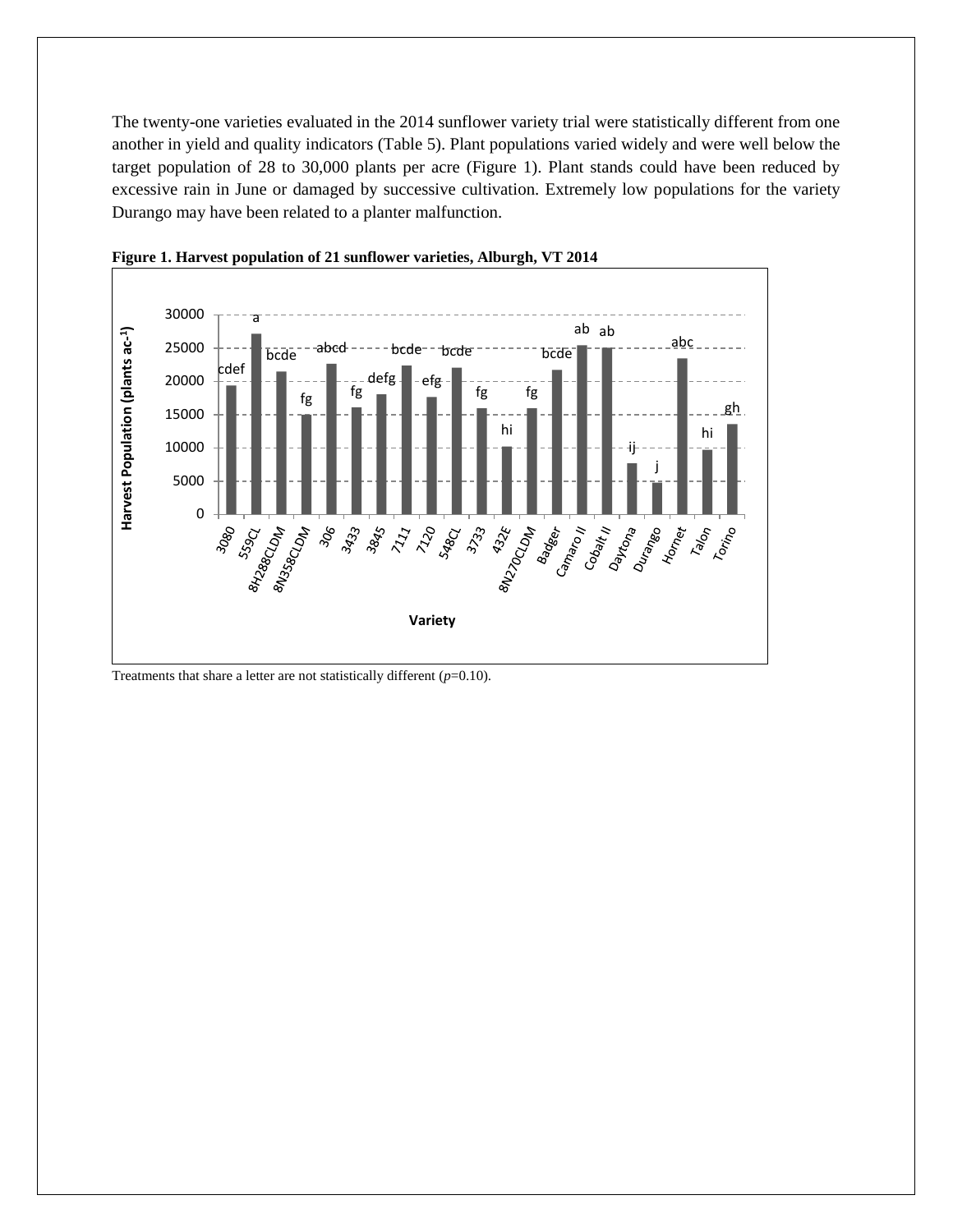The twenty-one varieties evaluated in the 2014 sunflower variety trial were statistically different from one another in yield and quality indicators (Table 5). Plant populations varied widely and were well below the target population of 28 to 30,000 plants per acre (Figure 1). Plant stands could have been reduced by excessive rain in June or damaged by successive cultivation. Extremely low populations for the variety Durango may have been related to a planter malfunction.

**Figure 1. Harvest population of 21 sunflower varieties, Alburgh, VT 2014**

Treatments that share a letter are not statistically different ($p$=0.10).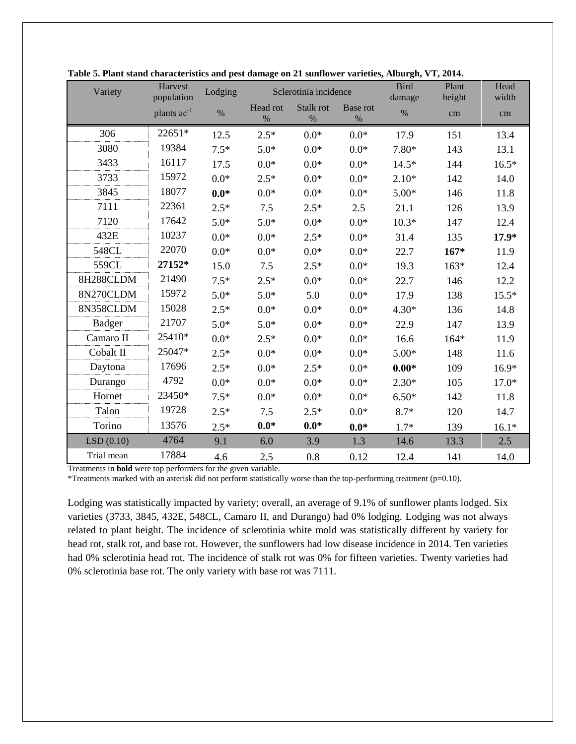**Table 5. Plant stand characteristics and pest damage on 21 sunflower varieties, Alburgh, VT, 2014.**

| Variety | Harvest population | Lodging | Sclerotinia incidence | | | Bird damage | Plant height | Head width |
|---|---|---|---|---|---|---|---|---|
| | plants ac$^{-1}$ | % | Head rot % | Stalk rot % | Base rot % | % | cm | cm |
| 306 | 22651* | 12.5 | 2.5* | 0.0* | 0.0* | 17.9 | 151 | 13.4 |
| 3080 | 19384 | 7.5* | 5.0* | 0.0* | 0.0* | 7.80* | 143 | 13.1 |
| 3433 | 16117 | 17.5 | 0.0* | 0.0* | 0.0* | 14.5* | 144 | 16.5* |
| 3733 | 15972 | 0.0* | 2.5* | 0.0* | 0.0* | 2.10* | 142 | 14.0 |
| 3845 | 18077 | **0.0*** | 0.0* | 0.0* | 0.0* | 5.00* | 146 | 11.8 |
| 7111 | 22361 | 2.5* | 7.5 | 2.5* | 2.5 | 21.1 | 126 | 13.9 |
| 7120 | 17642 | 5.0* | 5.0* | 0.0* | 0.0* | 10.3* | 147 | 12.4 |
| 432E | 10237 | 0.0* | 0.0* | 2.5* | 0.0* | 31.4 | 135 | **17.9*** |
| 548CL | 22070 | 0.0* | 0.0* | 0.0* | 0.0* | 22.7 | **167*** | 11.9 |
| 559CL | **27152*** | 15.0 | 7.5 | 2.5* | 0.0* | 19.3 | 163* | 12.4 |
| 8H288CLDM | 21490 | 7.5* | 2.5* | 0.0* | 0.0* | 22.7 | 146 | 12.2 |
| 8N270CLDM | 15972 | 5.0* | 5.0* | 5.0 | 0.0* | 17.9 | 138 | 15.5* |
| 8N358CLDM | 15028 | 2.5* | 0.0* | 0.0* | 0.0* | 4.30* | 136 | 14.8 |
| Badger | 21707 | 5.0* | 5.0* | 0.0* | 0.0* | 22.9 | 147 | 13.9 |
| Camaro II | 25410* | 0.0* | 2.5* | 0.0* | 0.0* | 16.6 | 164* | 11.9 |
| Cobalt II | 25047* | 2.5* | 0.0* | 0.0* | 0.0* | 5.00* | 148 | 11.6 |
| Daytona | 17696 | 2.5* | 0.0* | 2.5* | 0.0* | **0.00*** | 109 | 16.9* |
| Durango | 4792 | 0.0* | 0.0* | 0.0* | 0.0* | 2.30* | 105 | 17.0* |
| Hornet | 23450* | 7.5* | 0.0* | 0.0* | 0.0* | 6.50* | 142 | 11.8 |
| Talon | 19728 | 2.5* | 7.5 | 2.5* | 0.0* | 8.7* | 120 | 14.7 |
| Torino | 13576 | 2.5* | **0.0*** | **0.0*** | **0.0*** | 1.7* | 139 | 16.1* |
| LSD (0.10) | 4764 | 9.1 | 6.0 | 3.9 | 1.3 | 14.6 | 13.3 | 2.5 |
| Trial mean | 17884 | 4.6 | 2.5 | 0.8 | 0.12 | 12.4 | 141 | 14.0 |

Treatments in **bold** were top performers for the given variable.

*Treatments marked with an asterisk did not perform statistically worse than the top-performing treatment (p=0.10).

Lodging was statistically impacted by variety; overall, an average of 9.1% of sunflower plants lodged. Six varieties (3733, 3845, 432E, 548CL, Camaro II, and Durango) had 0% lodging. Lodging was not always related to plant height. The incidence of sclerotinia white mold was statistically different by variety for head rot, stalk rot, and base rot. However, the sunflowers had low disease incidence in 2014. Ten varieties had 0% sclerotinia head rot. The incidence of stalk rot was 0% for fifteen varieties. Twenty varieties had 0% sclerotinia base rot. The only variety with base rot was 7111.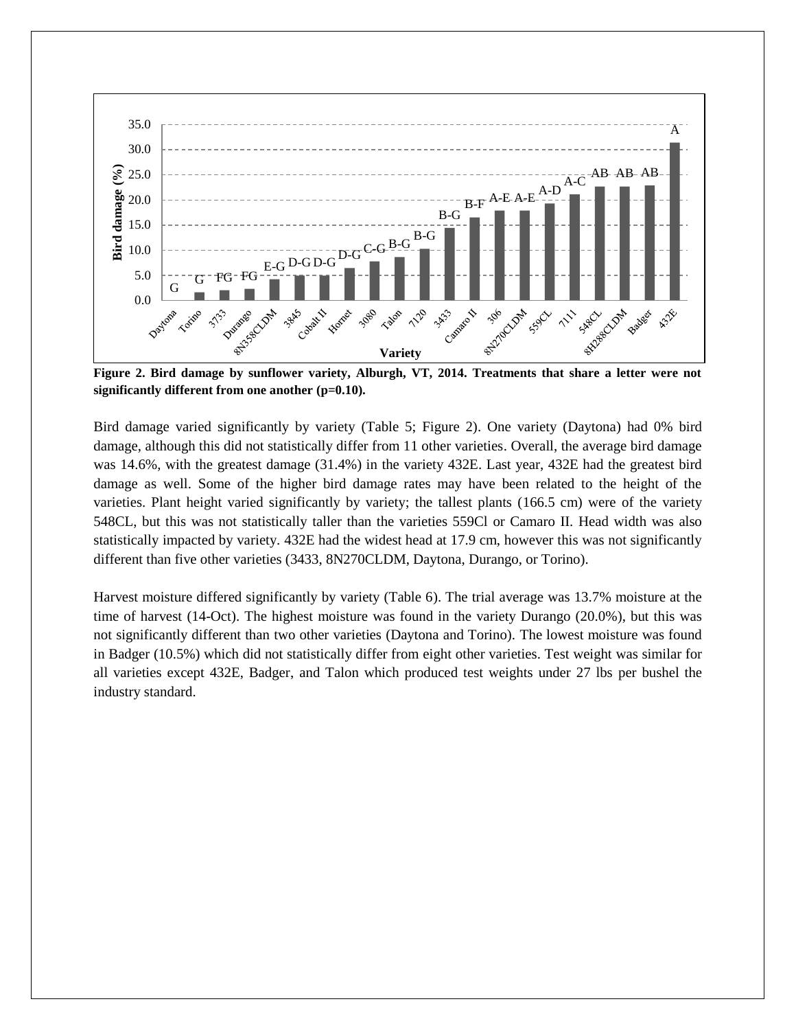**Figure 2. Bird damage by sunflower variety, Alburgh, VT, 2014. Treatments that share a letter were not significantly different from one another (p=0.10).**

Bird damage varied significantly by variety (Table 5; Figure 2). One variety (Daytona) had 0% bird damage, although this did not statistically differ from 11 other varieties. Overall, the average bird damage was 14.6%, with the greatest damage (31.4%) in the variety 432E. Last year, 432E had the greatest bird damage as well. Some of the higher bird damage rates may have been related to the height of the varieties. Plant height varied significantly by variety; the tallest plants (166.5 cm) were of the variety 548CL, but this was not statistically taller than the varieties 559Cl or Camaro II. Head width was also statistically impacted by variety. 432E had the widest head at 17.9 cm, however this was not significantly different than five other varieties (3433, 8N270CLDM, Daytona, Durango, or Torino).

Harvest moisture differed significantly by variety (Table 6). The trial average was 13.7% moisture at the time of harvest (14-Oct). The highest moisture was found in the variety Durango (20.0%), but this was not significantly different than two other varieties (Daytona and Torino). The lowest moisture was found in Badger (10.5%) which did not statistically differ from eight other varieties. Test weight was similar for all varieties except 432E, Badger, and Talon which produced test weights under 27 lbs per bushel the industry standard.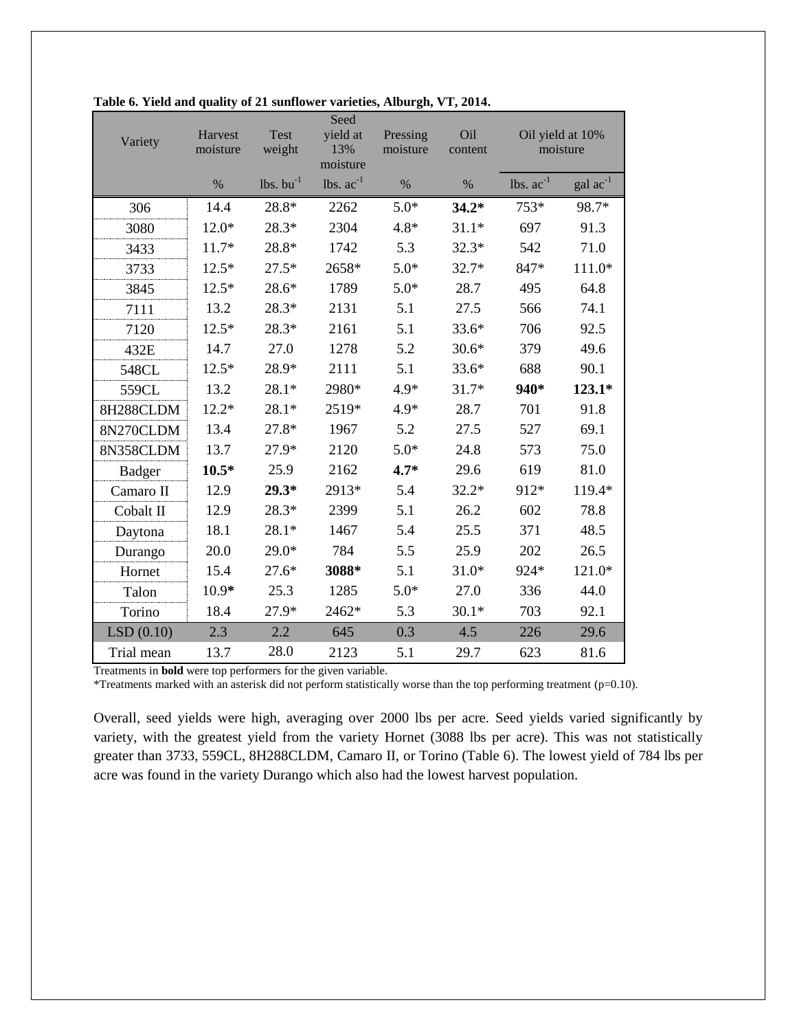**Table 6. Yield and quality of 21 sunflower varieties, Alburgh, VT, 2014.**

| Variety | Harvest moisture | Test weight | Seed yield at 13% moisture | Pressing moisture | Oil content | Oil yield at 10% moisture | |
|---|---|---|---|---|---|---|---|
| | % | lbs. bu$^{-1}$ | lbs. ac$^{-1}$ | % | % | lbs. ac$^{-1}$ | gal ac$^{-1}$ |
| 306 | 14.4 | 28.8* | 2262 | 5.0* | **34.2*** | 753* | 98.7* |
| 3080 | 12.0* | 28.3* | 2304 | 4.8* | 31.1* | 697 | 91.3 |
| 3433 | 11.7* | 28.8* | 1742 | 5.3 | 32.3* | 542 | 71.0 |
| 3733 | 12.5* | 27.5* | 2658* | 5.0* | 32.7* | 847* | 111.0* |
| 3845 | 12.5* | 28.6* | 1789 | 5.0* | 28.7 | 495 | 64.8 |
| 7111 | 13.2 | 28.3* | 2131 | 5.1 | 27.5 | 566 | 74.1 |
| 7120 | 12.5* | 28.3* | 2161 | 5.1 | 33.6* | 706 | 92.5 |
| 432E | 14.7 | 27.0 | 1278 | 5.2 | 30.6* | 379 | 49.6 |
| 548CL | 12.5* | 28.9* | 2111 | 5.1 | 33.6* | 688 | 90.1 |
| 559CL | 13.2 | 28.1* | 2980* | 4.9* | 31.7* | **940*** | **123.1*** |
| 8H288CLDM | 12.2* | 28.1* | 2519* | 4.9* | 28.7 | 701 | 91.8 |
| 8N270CLDM | 13.4 | 27.8* | 1967 | 5.2 | 27.5 | 527 | 69.1 |
| 8N358CLDM | 13.7 | 27.9* | 2120 | 5.0* | 24.8 | 573 | 75.0 |
| Badger | **10.5*** | 25.9 | 2162 | **4.7*** | 29.6 | 619 | 81.0 |
| Camaro II | 12.9 | **29.3*** | 2913* | 5.4 | 32.2* | 912* | 119.4* |
| Cobalt II | 12.9 | 28.3* | 2399 | 5.1 | 26.2 | 602 | 78.8 |
| Daytona | 18.1 | 28.1* | 1467 | 5.4 | 25.5 | 371 | 48.5 |
| Durango | 20.0 | 29.0* | 784 | 5.5 | 25.9 | 202 | 26.5 |
| Hornet | 15.4 | 27.6* | **3088*** | 5.1 | 31.0* | 924* | 121.0* |
| Talon | 10.9* | 25.3 | 1285 | 5.0* | 27.0 | 336 | 44.0 |
| Torino | 18.4 | 27.9* | 2462* | 5.3 | 30.1* | 703 | 92.1 |
| LSD (0.10) | 2.3 | 2.2 | 645 | 0.3 | 4.5 | 226 | 29.6 |
| Trial mean | 13.7 | 28.0 | 2123 | 5.1 | 29.7 | 623 | 81.6 |

Treatments in **bold** were top performers for the given variable.
*Treatments marked with an asterisk did not perform statistically worse than the top performing treatment (p=0.10).

Overall, seed yields were high, averaging over 2000 lbs per acre. Seed yields varied significantly by variety, with the greatest yield from the variety Hornet (3088 lbs per acre). This was not statistically greater than 3733, 559CL, 8H288CLDM, Camaro II, or Torino (Table 6). The lowest yield of 784 lbs per acre was found in the variety Durango which also had the lowest harvest population.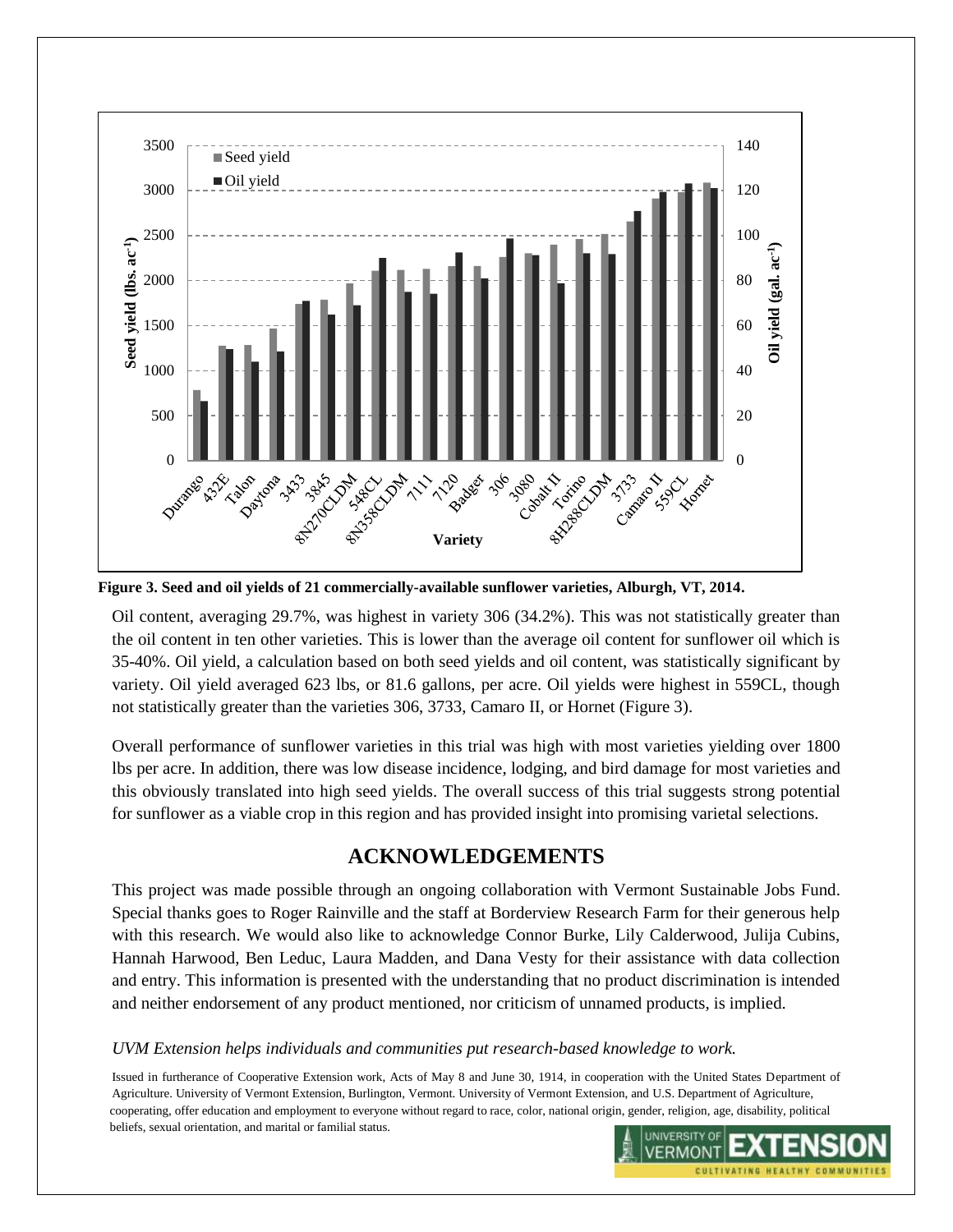Seed yield
Oil yield

Seed yield (lbs. $ac^{-1}$)

3500
3000
2500
2000
1500
1000
500
0

Oil yield (gal. $ac^{-1}$)

140
120
100
80
60
40
20
0

Durango
432E
Talon
Daytona
3433
3845
8N270CLDM
548CL
8N358CLDM
7111
7120
Badger
306
3080
Cobalt II
Torino
8H288CLDM
3733
Camaro II
559CL
Hornet

Variety

**Figure 3. Seed and oil yields of 21 commercially-available sunflower varieties, Alburgh, VT, 2014.**

Oil content, averaging 29.7%, was highest in variety 306 (34.2%). This was not statistically greater than the oil content in ten other varieties. This is lower than the average oil content for sunflower oil which is 35-40%. Oil yield, a calculation based on both seed yields and oil content, was statistically significant by variety. Oil yield averaged 623 lbs, or 81.6 gallons, per acre. Oil yields were highest in 559CL, though not statistically greater than the varieties 306, 3733, Camaro II, or Hornet (Figure 3).

Overall performance of sunflower varieties in this trial was high with most varieties yielding over 1800 lbs per acre. In addition, there was low disease incidence, lodging, and bird damage for most varieties and this obviously translated into high seed yields. The overall success of this trial suggests strong potential for sunflower as a viable crop in this region and has provided insight into promising varietal selections.

## ACKNOWLEDGEMENTS

This project was made possible through an ongoing collaboration with Vermont Sustainable Jobs Fund. Special thanks goes to Roger Rainville and the staff at Borderview Research Farm for their generous help with this research. We would also like to acknowledge Connor Burke, Lily Calderwood, Julija Cubins, Hannah Harwood, Ben Leduc, Laura Madden, and Dana Vesty for their assistance with data collection and entry. This information is presented with the understanding that no product discrimination is intended and neither endorsement of any product mentioned, nor criticism of unnamed products, is implied.

*UVM Extension helps individuals and communities put research-based knowledge to work.*

Issued in furtherance of Cooperative Extension work, Acts of May 8 and June 30, 1914, in cooperation with the United States Department of Agriculture. University of Vermont Extension, Burlington, Vermont. University of Vermont Extension, and U.S. Department of Agriculture, cooperating, offer education and employment to everyone without regard to race, color, national origin, gender, religion, age, disability, political beliefs, sexual orientation, and marital or familial status.

UNIVERSITY OF VERMONT EXTENSION
CULTIVATING HEALTHY COMMUNITIES